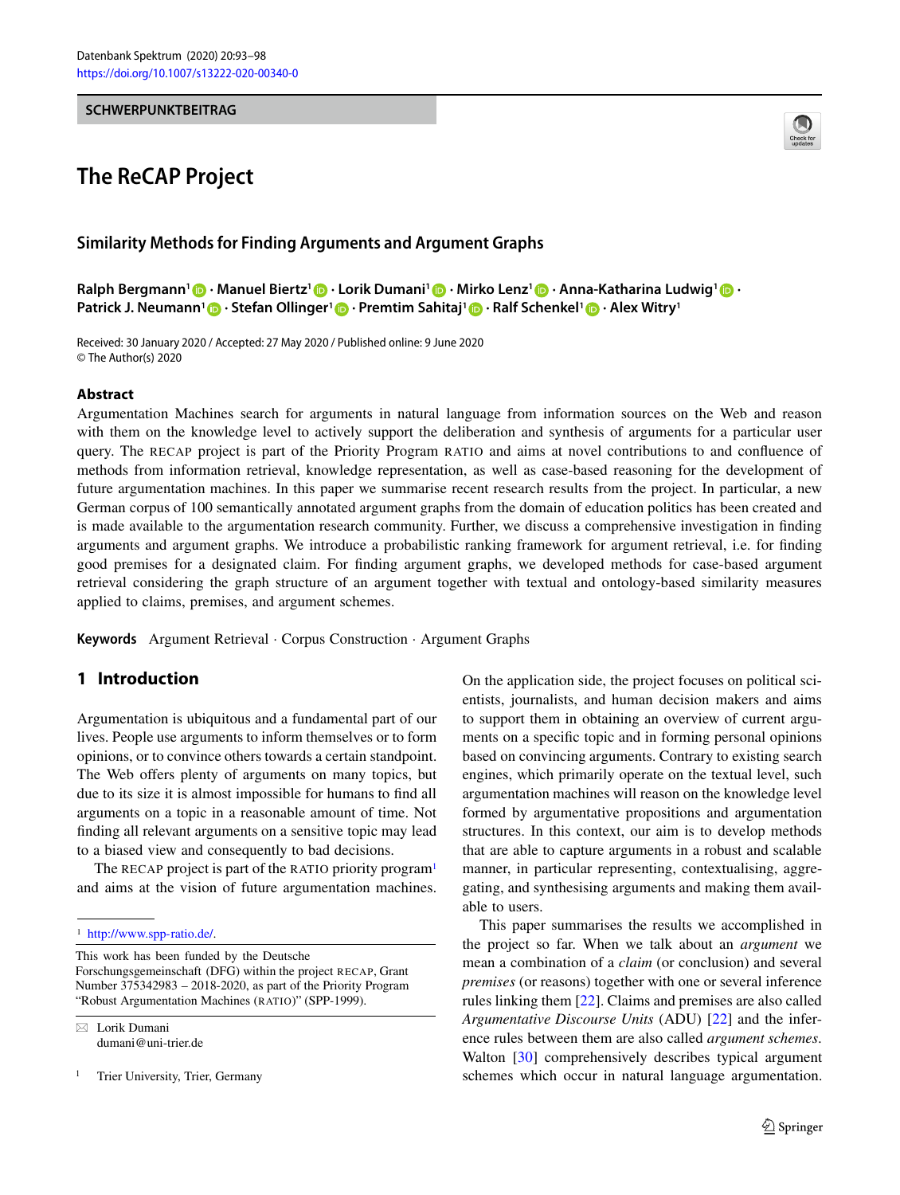SCHWERPUNKTBEITRAG

# The ReCAP Project

## Similarity Methods for Finding Arguments and Argument Graphs

**Ralph Bergmann[1] · Manuel Biertz[1] · Lorik Dumani[1] · Mirko Lenz[1] · Anna-Katharina Ludwig[1] · Patrick J. Neumann[1] · Stefan Ollinger[1] · Premtim Sahitaj[1] · Ralf Schenkel[1] · Alex Witry[1]**

Received: 30 January 2020 / Accepted: 27 May 2020 / Published online: 9 June 2020
© The Author(s) 2020

### Abstract

Argumentation Machines search for arguments in natural language from information sources on the Web and reason with them on the knowledge level to actively support the deliberation and synthesis of arguments for a particular user query. The RECAP project is part of the Priority Program RATIO and aims at novel contributions to and confluence of methods from information retrieval, knowledge representation, as well as case-based reasoning for the development of future argumentation machines. In this paper we summarise recent research results from the project. In particular, a new German corpus of 100 semantically annotated argument graphs from the domain of education politics has been created and is made available to the argumentation research community. Further, we discuss a comprehensive investigation in finding arguments and argument graphs. We introduce a probabilistic ranking framework for argument retrieval, i.e. for finding good premises for a designated claim. For finding argument graphs, we developed methods for case-based argument retrieval considering the graph structure of an argument together with textual and ontology-based similarity measures applied to claims, premises, and argument schemes.

**Keywords** Argument Retrieval · Corpus Construction · Argument Graphs

## 1 Introduction

Argumentation is ubiquitous and a fundamental part of our lives. People use arguments to inform themselves or to form opinions, or to convince others towards a certain standpoint. The Web offers plenty of arguments on many topics, but due to its size it is almost impossible for humans to find all arguments on a topic in a reasonable amount of time. Not finding all relevant arguments on a sensitive topic may lead to a biased view and consequently to bad decisions.

The RECAP project is part of the RATIO priority program[1] and aims at the vision of future argumentation machines. On the application side, the project focuses on political scientists, journalists, and human decision makers and aims to support them in obtaining an overview of current arguments on a specific topic and in forming personal opinions based on convincing arguments. Contrary to existing search engines, which primarily operate on the textual level, such argumentation machines will reason on the knowledge level formed by argumentative propositions and argumentation structures. In this context, our aim is to develop methods that are able to capture arguments in a robust and scalable manner, in particular representing, contextualising, aggregating, and synthesising arguments and making them available to users.

This paper summarises the results we accomplished in the project so far. When we talk about an *argument* we mean a combination of a *claim* (or conclusion) and several *premises* (or reasons) together with one or several inference rules linking them [22]. Claims and premises are also called *Argumentative Discourse Units* (ADU) [22] and the inference rules between them are also called *argument schemes*. Walton [30] comprehensively describes typical argument schemes which occur in natural language argumentation.

[1] http://www.spp-ratio.de/.

This work has been funded by the Deutsche Forschungsgemeinschaft (DFG) within the project RECAP, Grant Number 375342983 – 2018-2020, as part of the Priority Program "Robust Argumentation Machines (RATIO)" (SPP-1999).

✉ Lorik Dumani
dumani@uni-trier.de

[1] Trier University, Trier, Germany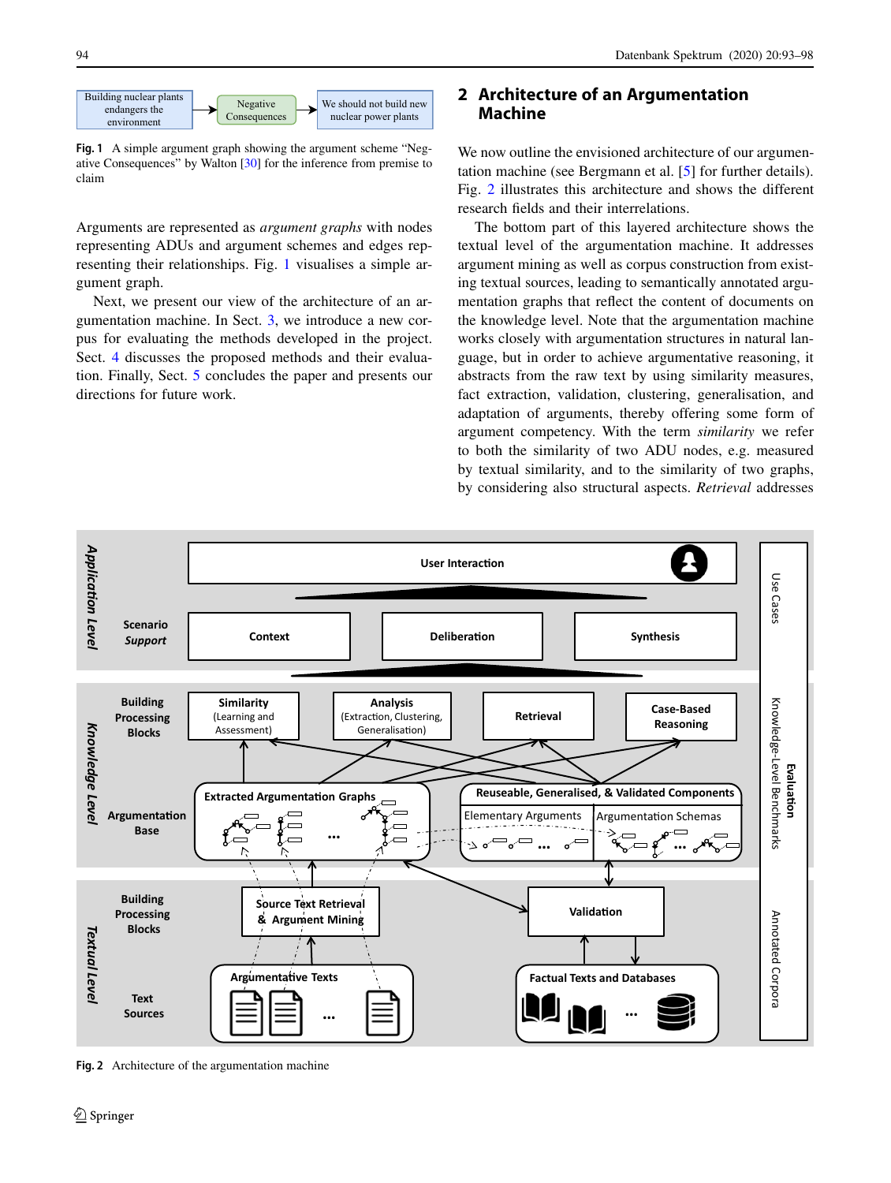Building nuclear plants endangers the environment → Negative Consequences → We should not build new nuclear power plants

**Fig. 1** A simple argument graph showing the argument scheme "Negative Consequences" by Walton [30] for the inference from premise to claim

Arguments are represented as *argument graphs* with nodes representing ADUs and argument schemes and edges representing their relationships. Fig. 1 visualises a simple argument graph.

Next, we present our view of the architecture of an argumentation machine. In Sect. 3, we introduce a new corpus for evaluating the methods developed in the project. Sect. 4 discusses the proposed methods and their evaluation. Finally, Sect. 5 concludes the paper and presents our directions for future work.

## 2 Architecture of an Argumentation Machine

We now outline the envisioned architecture of our argumentation machine (see Bergmann et al. [5] for further details). Fig. 2 illustrates this architecture and shows the different research fields and their interrelations.

The bottom part of this layered architecture shows the textual level of the argumentation machine. It addresses argument mining as well as corpus construction from existing textual sources, leading to semantically annotated argumentation graphs that reflect the content of documents on the knowledge level. Note that the argumentation machine works closely with argumentation structures in natural language, but in order to achieve argumentative reasoning, it abstracts from the raw text by using similarity measures, fact extraction, validation, clustering, generalisation, and adaptation of arguments, thereby offering some form of argument competency. With the term *similarity* we refer to both the similarity of two ADU nodes, e.g. measured by textual similarity, and to the similarity of two graphs, by considering also structural aspects. *Retrieval* addresses

Application Level
User Interaction
Scenario Support
Context
Deliberation
Synthesis
Knowledge Level
Building Processing Blocks
Similarity (Learning and Assessment)
Analysis (Extraction, Clustering, Generalisation)
Retrieval
Case-Based Reasoning
Argumentation Base
Extracted Argumentation Graphs
Reuseable, Generalised, & Validated Components
Elementary Arguments
Argumentation Schemas
Textual Level
Building Processing Blocks
Source Text Retrieval & Argument Mining
Validation
Text Sources
Argumentative Texts
Factual Texts and Databases
Evaluation
Use Cases
Knowledge-Level Benchmarks
Annotated Corpora

**Fig. 2** Architecture of the argumentation machine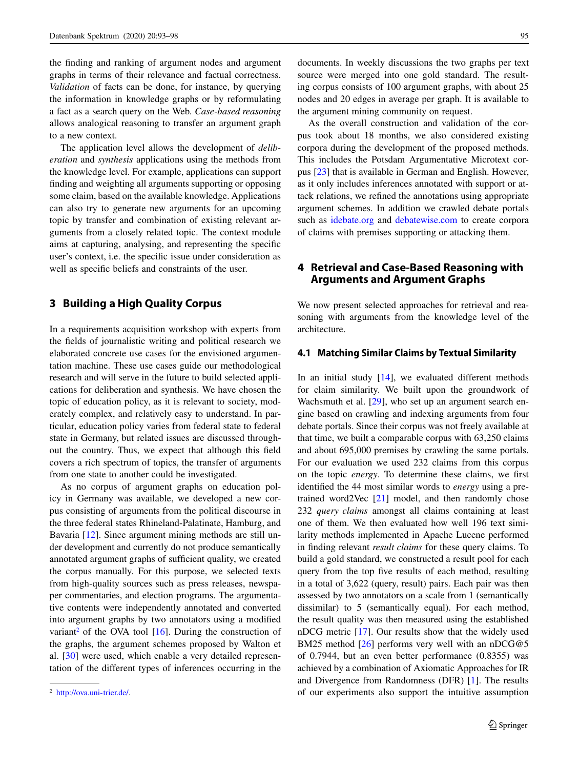the finding and ranking of argument nodes and argument graphs in terms of their relevance and factual correctness. *Validation* of facts can be done, for instance, by querying the information in knowledge graphs or by reformulating a fact as a search query on the Web. *Case-based reasoning* allows analogical reasoning to transfer an argument graph to a new context.

The application level allows the development of *deliberation* and *synthesis* applications using the methods from the knowledge level. For example, applications can support finding and weighting all arguments supporting or opposing some claim, based on the available knowledge. Applications can also try to generate new arguments for an upcoming topic by transfer and combination of existing relevant arguments from a closely related topic. The context module aims at capturing, analysing, and representing the specific user's context, i.e. the specific issue under consideration as well as specific beliefs and constraints of the user.

## 3 Building a High Quality Corpus

In a requirements acquisition workshop with experts from the fields of journalistic writing and political research we elaborated concrete use cases for the envisioned argumentation machine. These use cases guide our methodological research and will serve in the future to build selected applications for deliberation and synthesis. We have chosen the topic of education policy, as it is relevant to society, moderately complex, and relatively easy to understand. In particular, education policy varies from federal state to federal state in Germany, but related issues are discussed throughout the country. Thus, we expect that although this field covers a rich spectrum of topics, the transfer of arguments from one state to another could be investigated.

As no corpus of argument graphs on education policy in Germany was available, we developed a new corpus consisting of arguments from the political discourse in the three federal states Rhineland-Palatinate, Hamburg, and Bavaria [12]. Since argument mining methods are still under development and currently do not produce semantically annotated argument graphs of sufficient quality, we created the corpus manually. For this purpose, we selected texts from high-quality sources such as press releases, newspaper commentaries, and election programs. The argumentative contents were independently annotated and converted into argument graphs by two annotators using a modified variant[2] of the OVA tool [16]. During the construction of the graphs, the argument schemes proposed by Walton et al. [30] were used, which enable a very detailed representation of the different types of inferences occurring in the documents. In weekly discussions the two graphs per text source were merged into one gold standard. The resulting corpus consists of 100 argument graphs, with about 25 nodes and 20 edges in average per graph. It is available to the argument mining community on request.

As the overall construction and validation of the corpus took about 18 months, we also considered existing corpora during the development of the proposed methods. This includes the Potsdam Argumentative Microtext corpus [23] that is available in German and English. However, as it only includes inferences annotated with support or attack relations, we refined the annotations using appropriate argument schemes. In addition we crawled debate portals such as idebate.org and debatewise.com to create corpora of claims with premises supporting or attacking them.

[2] http://ova.uni-trier.de/.

## 4 Retrieval and Case-Based Reasoning with Arguments and Argument Graphs

We now present selected approaches for retrieval and reasoning with arguments from the knowledge level of the architecture.

### 4.1 Matching Similar Claims by Textual Similarity

In an initial study [14], we evaluated different methods for claim similarity. We built upon the groundwork of Wachsmuth et al. [29], who set up an argument search engine based on crawling and indexing arguments from four debate portals. Since their corpus was not freely available at that time, we built a comparable corpus with 63,250 claims and about 695,000 premises by crawling the same portals. For our evaluation we used 232 claims from this corpus on the topic *energy*. To determine these claims, we first identified the 44 most similar words to *energy* using a pretrained word2Vec [21] model, and then randomly chose 232 *query claims* amongst all claims containing at least one of them. We then evaluated how well 196 text similarity methods implemented in Apache Lucene performed in finding relevant *result claims* for these query claims. To build a gold standard, we constructed a result pool for each query from the top five results of each method, resulting in a total of 3,622 (query, result) pairs. Each pair was then assessed by two annotators on a scale from 1 (semantically dissimilar) to 5 (semantically equal). For each method, the result quality was then measured using the established nDCG metric [17]. Our results show that the widely used BM25 method [26] performs very well with an nDCG@5 of 0.7944, but an even better performance (0.8355) was achieved by a combination of Axiomatic Approaches for IR and Divergence from Randomness (DFR) [1]. The results of our experiments also support the intuitive assumption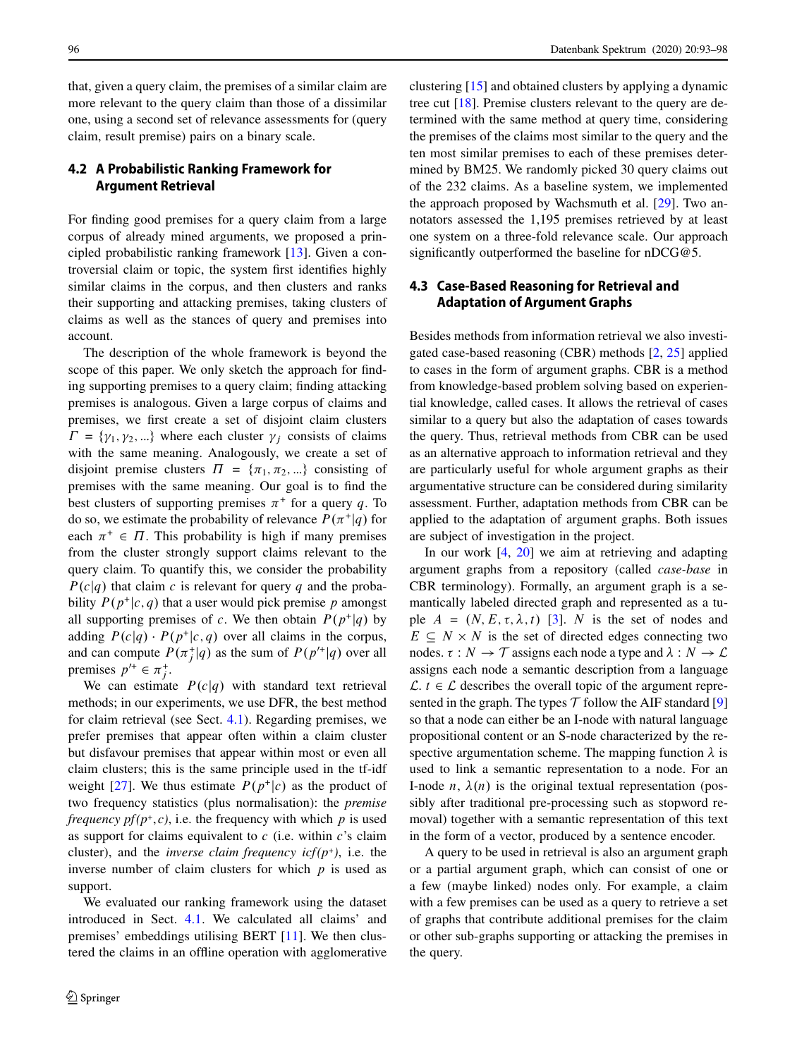that, given a query claim, the premises of a similar claim are more relevant to the query claim than those of a dissimilar one, using a second set of relevance assessments for (query claim, result premise) pairs on a binary scale.

### 4.2 A Probabilistic Ranking Framework for Argument Retrieval

For finding good premises for a query claim from a large corpus of already mined arguments, we proposed a principled probabilistic ranking framework [13]. Given a controversial claim or topic, the system first identifies highly similar claims in the corpus, and then clusters and ranks their supporting and attacking premises, taking clusters of claims as well as the stances of query and premises into account.

The description of the whole framework is beyond the scope of this paper. We only sketch the approach for finding supporting premises to a query claim; finding attacking premises is analogous. Given a large corpus of claims and premises, we first create a set of disjoint claim clusters $\Gamma = \{\gamma_1, \gamma_2, ...\}$ where each cluster $\gamma_j$ consists of claims with the same meaning. Analogously, we create a set of disjoint premise clusters $\Pi = \{\pi_1, \pi_2, ...\}$ consisting of premises with the same meaning. Our goal is to find the best clusters of supporting premises $\pi^+$ for a query $q$. To do so, we estimate the probability of relevance $P(\pi^+|q)$ for each $\pi^+ \in \Pi$. This probability is high if many premises from the cluster strongly support claims relevant to the query claim. To quantify this, we consider the probability $P(c|q)$ that claim $c$ is relevant for query $q$ and the probability $P(p^+|c, q)$ that a user would pick premise $p$ amongst all supporting premises of $c$. We then obtain $P(p^+|q)$ by adding $P(c|q) \cdot P(p^+|c, q)$ over all claims in the corpus, and can compute $P(\pi_j^+|q)$ as the sum of $P(p'^+|q)$ over all premises $p'^+ \in \pi_j^+$.

We can estimate $P(c|q)$ with standard text retrieval methods; in our experiments, we use DFR, the best method for claim retrieval (see Sect. 4.1). Regarding premises, we prefer premises that appear often within a claim cluster but disfavour premises that appear within most or even all claim clusters; this is the same principle used in the tf-idf weight [27]. We thus estimate $P(p^+|c)$ as the product of two frequency statistics (plus normalisation): the *premise frequency* $pf(p^+, c)$, i.e. the frequency with which $p$ is used as support for claims equivalent to $c$ (i.e. within $c$'s claim cluster), and the *inverse claim frequency* $icf(p^+)$, i.e. the inverse number of claim clusters for which $p$ is used as support.

We evaluated our ranking framework using the dataset introduced in Sect. 4.1. We calculated all claims' and premises' embeddings utilising BERT [11]. We then clustered the claims in an offline operation with agglomerative clustering [15] and obtained clusters by applying a dynamic tree cut [18]. Premise clusters relevant to the query are determined with the same method at query time, considering the premises of the claims most similar to the query and the ten most similar premises to each of these premises determined by BM25. We randomly picked 30 query claims out of the 232 claims. As a baseline system, we implemented the approach proposed by Wachsmuth et al. [29]. Two annotators assessed the 1,195 premises retrieved by at least one system on a three-fold relevance scale. Our approach significantly outperformed the baseline for nDCG@5.

### 4.3 Case-Based Reasoning for Retrieval and Adaptation of Argument Graphs

Besides methods from information retrieval we also investigated case-based reasoning (CBR) methods [2, 25] applied to cases in the form of argument graphs. CBR is a method from knowledge-based problem solving based on experiential knowledge, called cases. It allows the retrieval of cases similar to a query but also the adaptation of cases towards the query. Thus, retrieval methods from CBR can be used as an alternative approach to information retrieval and they are particularly useful for whole argument graphs as their argumentative structure can be considered during similarity assessment. Further, adaptation methods from CBR can be applied to the adaptation of argument graphs. Both issues are subject of investigation in the project.

In our work [4, 20] we aim at retrieving and adapting argument graphs from a repository (called *case-base* in CBR terminology). Formally, an argument graph is a semantically labeled directed graph and represented as a tuple $A = (N, E, \tau, \lambda, t)$ [3]. $N$ is the set of nodes and $E \subseteq N \times N$ is the set of directed edges connecting two nodes. $\tau : N \to \mathcal{T}$ assigns each node a type and $\lambda : N \to \mathcal{L}$ assigns each node a semantic description from a language $\mathcal{L}$. $t \in \mathcal{L}$ describes the overall topic of the argument represented in the graph. The types $\mathcal{T}$ follow the AIF standard [9] so that a node can either be an I-node with natural language propositional content or an S-node characterized by the respective argumentation scheme. The mapping function $\lambda$ is used to link a semantic representation to a node. For an I-node $n$, $\lambda(n)$ is the original textual representation (possibly after traditional pre-processing such as stopword removal) together with a semantic representation of this text in the form of a vector, produced by a sentence encoder.

A query to be used in retrieval is also an argument graph or a partial argument graph, which can consist of one or a few (maybe linked) nodes only. For example, a claim with a few premises can be used as a query to retrieve a set of graphs that contribute additional premises for the claim or other sub-graphs supporting or attacking the premises in the query.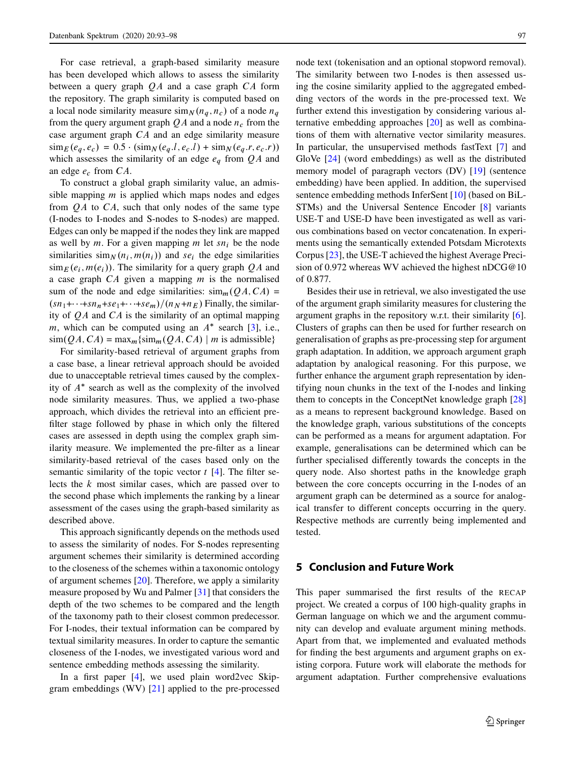For case retrieval, a graph-based similarity measure has been developed which allows to assess the similarity between a query graph $QA$ and a case graph $CA$ form the repository. The graph similarity is computed based on a local node similarity measure $\text{sim}_N(n_q, n_c)$ of a node $n_q$ from the query argument graph $QA$ and a node $n_c$ from the case argument graph $CA$ and an edge similarity measure $\text{sim}_E(e_q, e_c) = 0.5 \cdot (\text{sim}_N(e_q.l, e_c.l) + \text{sim}_N(e_q.r, e_c.r))$ which assesses the similarity of an edge $e_q$ from $QA$ and an edge $e_c$ from $CA$.

To construct a global graph similarity value, an admissible mapping $m$ is applied which maps nodes and edges from $QA$ to $CA$, such that only nodes of the same type (I-nodes to I-nodes and S-nodes to S-nodes) are mapped. Edges can only be mapped if the nodes they link are mapped as well by $m$. For a given mapping $m$ let $sn_i$ be the node similarities $\text{sim}_N(n_i, m(n_i))$ and $se_i$ the edge similarities $\text{sim}_E(e_i, m(e_i))$. The similarity for a query graph $QA$ and a case graph $CA$ given a mapping $m$ is the normalised sum of the node and edge similarities: $\text{sim}_m(QA, CA) = (sn_1 + \cdots + sn_n + se_1 + \cdots + se_m)/(n_N + n_E)$ Finally, the similarity of $QA$ and $CA$ is the similarity of an optimal mapping $m$, which can be computed using an $A^*$ search [3], i.e., $\text{sim}(QA, CA) = \max_m\{\text{sim}_m(QA, CA) \mid m \text{ is admissible}\}$

For similarity-based retrieval of argument graphs from a case base, a linear retrieval approach should be avoided due to unacceptable retrieval times caused by the complexity of $A^*$ search as well as the complexity of the involved node similarity measures. Thus, we applied a two-phase approach, which divides the retrieval into an efficient pre-filter stage followed by phase in which only the filtered cases are assessed in depth using the complex graph similarity measure. We implemented the pre-filter as a linear similarity-based retrieval of the cases based only on the semantic similarity of the topic vector $t$ [4]. The filter selects the $k$ most similar cases, which are passed over to the second phase which implements the ranking by a linear assessment of the cases using the graph-based similarity as described above.

This approach significantly depends on the methods used to assess the similarity of nodes. For S-nodes representing argument schemes their similarity is determined according to the closeness of the schemes within a taxonomic ontology of argument schemes [20]. Therefore, we apply a similarity measure proposed by Wu and Palmer [31] that considers the depth of the two schemes to be compared and the length of the taxonomy path to their closest common predecessor. For I-nodes, their textual information can be compared by textual similarity measures. In order to capture the semantic closeness of the I-nodes, we investigated various word and sentence embedding methods assessing the similarity.

In a first paper [4], we used plain word2vec Skip-gram embeddings (WV) [21] applied to the pre-processed node text (tokenisation and an optional stopword removal). The similarity between two I-nodes is then assessed using the cosine similarity applied to the aggregated embedding vectors of the words in the pre-processed text. We further extend this investigation by considering various alternative embedding approaches [20] as well as combinations of them with alternative vector similarity measures. In particular, the unsupervised methods fastText [7] and GloVe [24] (word embeddings) as well as the distributed memory model of paragraph vectors (DV) [19] (sentence embedding) have been applied. In addition, the supervised sentence embedding methods InferSent [10] (based on BiLSTMs) and the Universal Sentence Encoder [8] variants USE-T and USE-D have been investigated as well as various combinations based on vector concatenation. In experiments using the semantically extended Potsdam Microtexts Corpus [23], the USE-T achieved the highest Average Precision of 0.972 whereas WV achieved the highest nDCG@10 of 0.877.

Besides their use in retrieval, we also investigated the use of the argument graph similarity measures for clustering the argument graphs in the repository w.r.t. their similarity [6]. Clusters of graphs can then be used for further research on generalisation of graphs as pre-processing step for argument graph adaptation. In addition, we approach argument graph adaptation by analogical reasoning. For this purpose, we further enhance the argument graph representation by identifying noun chunks in the text of the I-nodes and linking them to concepts in the ConceptNet knowledge graph [28] as a means to represent background knowledge. Based on the knowledge graph, various substitutions of the concepts can be performed as a means for argument adaptation. For example, generalisations can be determined which can be further specialised differently towards the concepts in the query node. Also shortest paths in the knowledge graph between the core concepts occurring in the I-nodes of an argument graph can be determined as a source for analogical transfer to different concepts occurring in the query. Respective methods are currently being implemented and tested.

## 5 Conclusion and Future Work

This paper summarised the first results of the RECAP project. We created a corpus of 100 high-quality graphs in German language on which we and the argument community can develop and evaluate argument mining methods. Apart from that, we implemented and evaluated methods for finding the best arguments and argument graphs on existing corpora. Future work will elaborate the methods for argument adaptation. Further comprehensive evaluations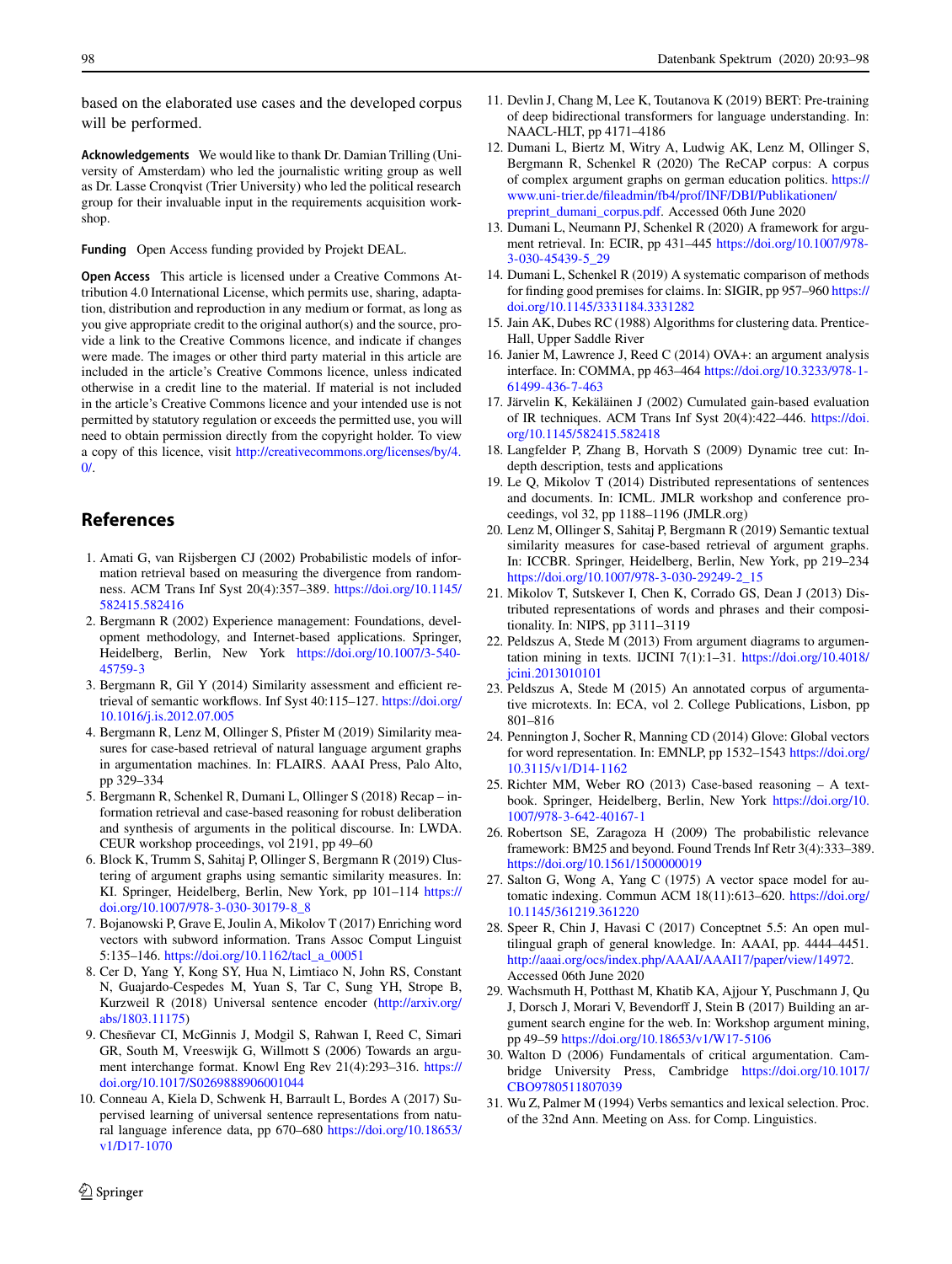based on the elaborated use cases and the developed corpus will be performed.

**Acknowledgements** We would like to thank Dr. Damian Trilling (University of Amsterdam) who led the journalistic writing group as well as Dr. Lasse Cronqvist (Trier University) who led the political research group for their invaluable input in the requirements acquisition workshop.

**Funding** Open Access funding provided by Projekt DEAL.

**Open Access** This article is licensed under a Creative Commons Attribution 4.0 International License, which permits use, sharing, adaptation, distribution and reproduction in any medium or format, as long as you give appropriate credit to the original author(s) and the source, provide a link to the Creative Commons licence, and indicate if changes were made. The images or other third party material in this article are included in the article's Creative Commons licence, unless indicated otherwise in a credit line to the material. If material is not included in the article's Creative Commons licence and your intended use is not permitted by statutory regulation or exceeds the permitted use, you will need to obtain permission directly from the copyright holder. To view a copy of this licence, visit http://creativecommons.org/licenses/by/4.0/.

## References

1. Amati G, van Rijsbergen CJ (2002) Probabilistic models of information retrieval based on measuring the divergence from randomness. ACM Trans Inf Syst 20(4):357–389. https://doi.org/10.1145/582415.582416
2. Bergmann R (2002) Experience management: Foundations, development methodology, and Internet-based applications. Springer, Heidelberg, Berlin, New York https://doi.org/10.1007/3-540-45759-3
3. Bergmann R, Gil Y (2014) Similarity assessment and efficient retrieval of semantic workflows. Inf Syst 40:115–127. https://doi.org/10.1016/j.is.2012.07.005
4. Bergmann R, Lenz M, Ollinger S, Pfister M (2019) Similarity measures for case-based retrieval of natural language argument graphs in argumentation machines. In: FLAIRS. AAAI Press, Palo Alto, pp 329–334
5. Bergmann R, Schenkel R, Dumani L, Ollinger S (2018) Recap – information retrieval and case-based reasoning for robust deliberation and synthesis of arguments in the political discourse. In: LWDA. CEUR workshop proceedings, vol 2191, pp 49–60
6. Block K, Trumm S, Sahitaj P, Ollinger S, Bergmann R (2019) Clustering of argument graphs using semantic similarity measures. In: KI. Springer, Heidelberg, Berlin, New York, pp 101–114 https://doi.org/10.1007/978-3-030-30179-8_8
7. Bojanowski P, Grave E, Joulin A, Mikolov T (2017) Enriching word vectors with subword information. Trans Assoc Comput Linguist 5:135–146. https://doi.org/10.1162/tacl_a_00051
8. Cer D, Yang Y, Kong SY, Hua N, Limtiaco N, John RS, Constant N, Guajardo-Cespedes M, Yuan S, Tar C, Sung YH, Strope B, Kurzweil R (2018) Universal sentence encoder (http://arxiv.org/abs/1803.11175)
9. Chesñevar CI, McGinnis J, Modgil S, Rahwan I, Reed C, Simari GR, South M, Vreeswijk G, Willmott S (2006) Towards an argument interchange format. Knowl Eng Rev 21(4):293–316. https://doi.org/10.1017/S0269888906001044
10. Conneau A, Kiela D, Schwenk H, Barrault L, Bordes A (2017) Supervised learning of universal sentence representations from natural language inference data, pp 670–680 https://doi.org/10.18653/v1/D17-1070
11. Devlin J, Chang M, Lee K, Toutanova K (2019) BERT: Pre-training of deep bidirectional transformers for language understanding. In: NAACL-HLT, pp 4171–4186
12. Dumani L, Biertz M, Witry A, Ludwig AK, Lenz M, Ollinger S, Bergmann R, Schenkel R (2020) The ReCAP corpus: A corpus of complex argument graphs on german education politics. https://www.uni-trier.de/fileadmin/fb4/prof/INF/DBI/Publikationen/preprint_dumani_corpus.pdf. Accessed 06th June 2020
13. Dumani L, Neumann PJ, Schenkel R (2020) A framework for argument retrieval. In: ECIR, pp 431–445 https://doi.org/10.1007/978-3-030-45439-5_29
14. Dumani L, Schenkel R (2019) A systematic comparison of methods for finding good premises for claims. In: SIGIR, pp 957–960 https://doi.org/10.1145/3331184.3331282
15. Jain AK, Dubes RC (1988) Algorithms for clustering data. Prentice-Hall, Upper Saddle River
16. Janier M, Lawrence J, Reed C (2014) OVA+: an argument analysis interface. In: COMMA, pp 463–464 https://doi.org/10.3233/978-1-61499-436-7-463
17. Järvelin K, Kekäläinen J (2002) Cumulated gain-based evaluation of IR techniques. ACM Trans Inf Syst 20(4):422–446. https://doi.org/10.1145/582415.582418
18. Langfelder P, Zhang B, Horvath S (2009) Dynamic tree cut: In-depth description, tests and applications
19. Le Q, Mikolov T (2014) Distributed representations of sentences and documents. In: ICML. JMLR workshop and conference proceedings, vol 32, pp 1188–1196 (JMLR.org)
20. Lenz M, Ollinger S, Sahitaj P, Bergmann R (2019) Semantic textual similarity measures for case-based retrieval of argument graphs. In: ICCBR. Springer, Heidelberg, Berlin, New York, pp 219–234 https://doi.org/10.1007/978-3-030-29249-2_15
21. Mikolov T, Sutskever I, Chen K, Corrado GS, Dean J (2013) Distributed representations of words and phrases and their compositionality. In: NIPS, pp 3111–3119
22. Peldszus A, Stede M (2013) From argument diagrams to argumentation mining in texts. IJCINI 7(1):1–31. https://doi.org/10.4018/jcini.2013010101
23. Peldszus A, Stede M (2015) An annotated corpus of argumentative microtexts. In: ECA, vol 2. College Publications, Lisbon, pp 801–816
24. Pennington J, Socher R, Manning CD (2014) Glove: Global vectors for word representation. In: EMNLP, pp 1532–1543 https://doi.org/10.3115/v1/D14-1162
25. Richter MM, Weber RO (2013) Case-based reasoning – A textbook. Springer, Heidelberg, Berlin, New York https://doi.org/10.1007/978-3-642-40167-1
26. Robertson SE, Zaragoza H (2009) The probabilistic relevance framework: BM25 and beyond. Found Trends Inf Retr 3(4):333–389. https://doi.org/10.1561/1500000019
27. Salton G, Wong A, Yang C (1975) A vector space model for automatic indexing. Commun ACM 18(11):613–620. https://doi.org/10.1145/361219.361220
28. Speer R, Chin J, Havasi C (2017) Conceptnet 5.5: An open multilingual graph of general knowledge. In: AAAI, pp. 4444–4451. http://aaai.org/ocs/index.php/AAAI/AAAI17/paper/view/14972. Accessed 06th June 2020
29. Wachsmuth H, Potthast M, Khatib KA, Ajjour Y, Puschmann J, Qu J, Dorsch J, Morari V, Bevendorff J, Stein B (2017) Building an argument search engine for the web. In: Workshop argument mining, pp 49–59 https://doi.org/10.18653/v1/W17-5106
30. Walton D (2006) Fundamentals of critical argumentation. Cambridge University Press, Cambridge https://doi.org/10.1017/CBO9780511807039
31. Wu Z, Palmer M (1994) Verbs semantics and lexical selection. Proc. of the 32nd Ann. Meeting on Ass. for Comp. Linguistics.